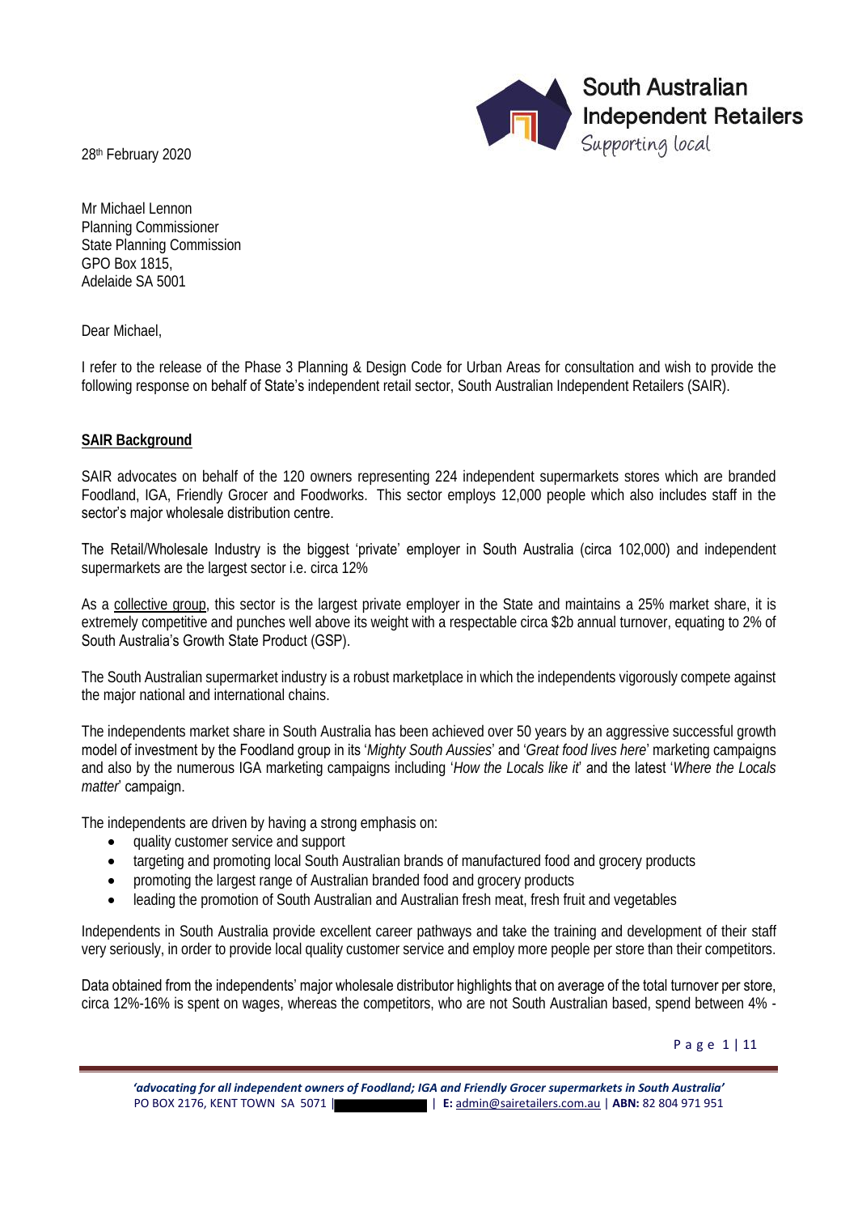South Australian Independent Retailers
Supporting local

28th February 2020

Mr Michael Lennon
Planning Commissioner
State Planning Commission
GPO Box 1815,
Adelaide SA 5001

Dear Michael,

I refer to the release of the Phase 3 Planning & Design Code for Urban Areas for consultation and wish to provide the following response on behalf of State's independent retail sector, South Australian Independent Retailers (SAIR).

**SAIR Background**

SAIR advocates on behalf of the 120 owners representing 224 independent supermarkets stores which are branded Foodland, IGA, Friendly Grocer and Foodworks. This sector employs 12,000 people which also includes staff in the sector's major wholesale distribution centre.

The Retail/Wholesale Industry is the biggest 'private' employer in South Australia (circa 102,000) and independent supermarkets are the largest sector i.e. circa 12%

As a collective group, this sector is the largest private employer in the State and maintains a 25% market share, it is extremely competitive and punches well above its weight with a respectable circa $2b annual turnover, equating to 2% of South Australia's Growth State Product (GSP).

The South Australian supermarket industry is a robust marketplace in which the independents vigorously compete against the major national and international chains.

The independents market share in South Australia has been achieved over 50 years by an aggressive successful growth model of investment by the Foodland group in its '*Mighty South Aussies*' and '*Great food lives here*' marketing campaigns and also by the numerous IGA marketing campaigns including '*How the Locals like it*' and the latest '*Where the Locals matter*' campaign.

The independents are driven by having a strong emphasis on:

- quality customer service and support
- targeting and promoting local South Australian brands of manufactured food and grocery products
- promoting the largest range of Australian branded food and grocery products
- leading the promotion of South Australian and Australian fresh meat, fresh fruit and vegetables

Independents in South Australia provide excellent career pathways and take the training and development of their staff very seriously, in order to provide local quality customer service and employ more people per store than their competitors.

Data obtained from the independents' major wholesale distributor highlights that on average of the total turnover per store, circa 12%-16% is spent on wages, whereas the competitors, who are not South Australian based, spend between 4% -

*'advocating for all independent owners of Foodland; IGA and Friendly Grocer supermarkets in South Australia'*
PO BOX 2176, KENT TOWN SA 5071 | | **E:** admin@sairetailers.com.au | **ABN:** 82 804 971 951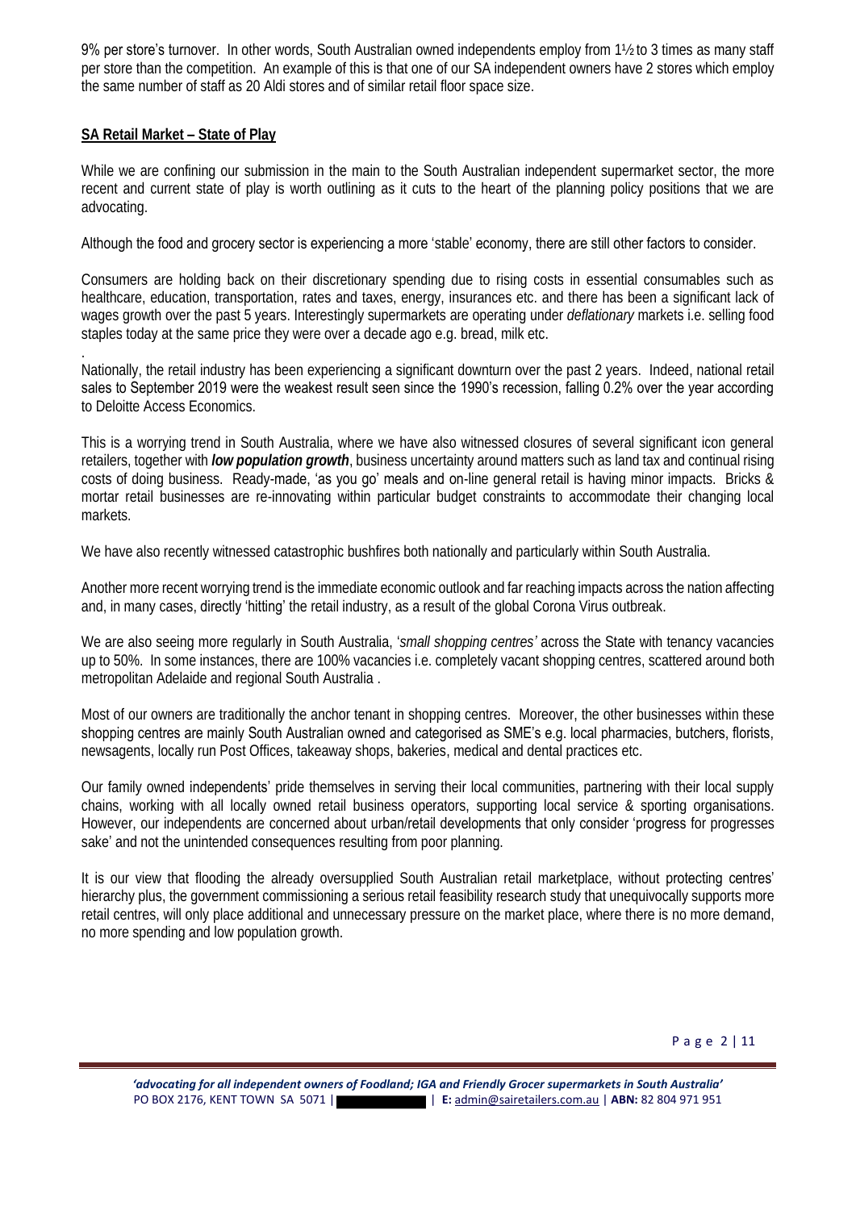9% per store's turnover. In other words, South Australian owned independents employ from 1½ to 3 times as many staff per store than the competition. An example of this is that one of our SA independent owners have 2 stores which employ the same number of staff as 20 Aldi stores and of similar retail floor space size.

**SA Retail Market – State of Play**

While we are confining our submission in the main to the South Australian independent supermarket sector, the more recent and current state of play is worth outlining as it cuts to the heart of the planning policy positions that we are advocating.

Although the food and grocery sector is experiencing a more 'stable' economy, there are still other factors to consider.

Consumers are holding back on their discretionary spending due to rising costs in essential consumables such as healthcare, education, transportation, rates and taxes, energy, insurances etc. and there has been a significant lack of wages growth over the past 5 years. Interestingly supermarkets are operating under *deflationary* markets i.e. selling food staples today at the same price they were over a decade ago e.g. bread, milk etc.

Nationally, the retail industry has been experiencing a significant downturn over the past 2 years. Indeed, national retail sales to September 2019 were the weakest result seen since the 1990's recession, falling 0.2% over the year according to Deloitte Access Economics.

This is a worrying trend in South Australia, where we have also witnessed closures of several significant icon general retailers, together with ***low population growth***, business uncertainty around matters such as land tax and continual rising costs of doing business. Ready-made, 'as you go' meals and on-line general retail is having minor impacts. Bricks & mortar retail businesses are re-innovating within particular budget constraints to accommodate their changing local markets.

We have also recently witnessed catastrophic bushfires both nationally and particularly within South Australia.

Another more recent worrying trend is the immediate economic outlook and far reaching impacts across the nation affecting and, in many cases, directly 'hitting' the retail industry, as a result of the global Corona Virus outbreak.

We are also seeing more regularly in South Australia, '*small shopping centres'* across the State with tenancy vacancies up to 50%. In some instances, there are 100% vacancies i.e. completely vacant shopping centres, scattered around both metropolitan Adelaide and regional South Australia .

Most of our owners are traditionally the anchor tenant in shopping centres. Moreover, the other businesses within these shopping centres are mainly South Australian owned and categorised as SME's e.g. local pharmacies, butchers, florists, newsagents, locally run Post Offices, takeaway shops, bakeries, medical and dental practices etc.

Our family owned independents' pride themselves in serving their local communities, partnering with their local supply chains, working with all locally owned retail business operators, supporting local service & sporting organisations. However, our independents are concerned about urban/retail developments that only consider 'progress for progresses sake' and not the unintended consequences resulting from poor planning.

It is our view that flooding the already oversupplied South Australian retail marketplace, without protecting centres' hierarchy plus, the government commissioning a serious retail feasibility research study that unequivocally supports more retail centres, will only place additional and unnecessary pressure on the market place, where there is no more demand, no more spending and low population growth.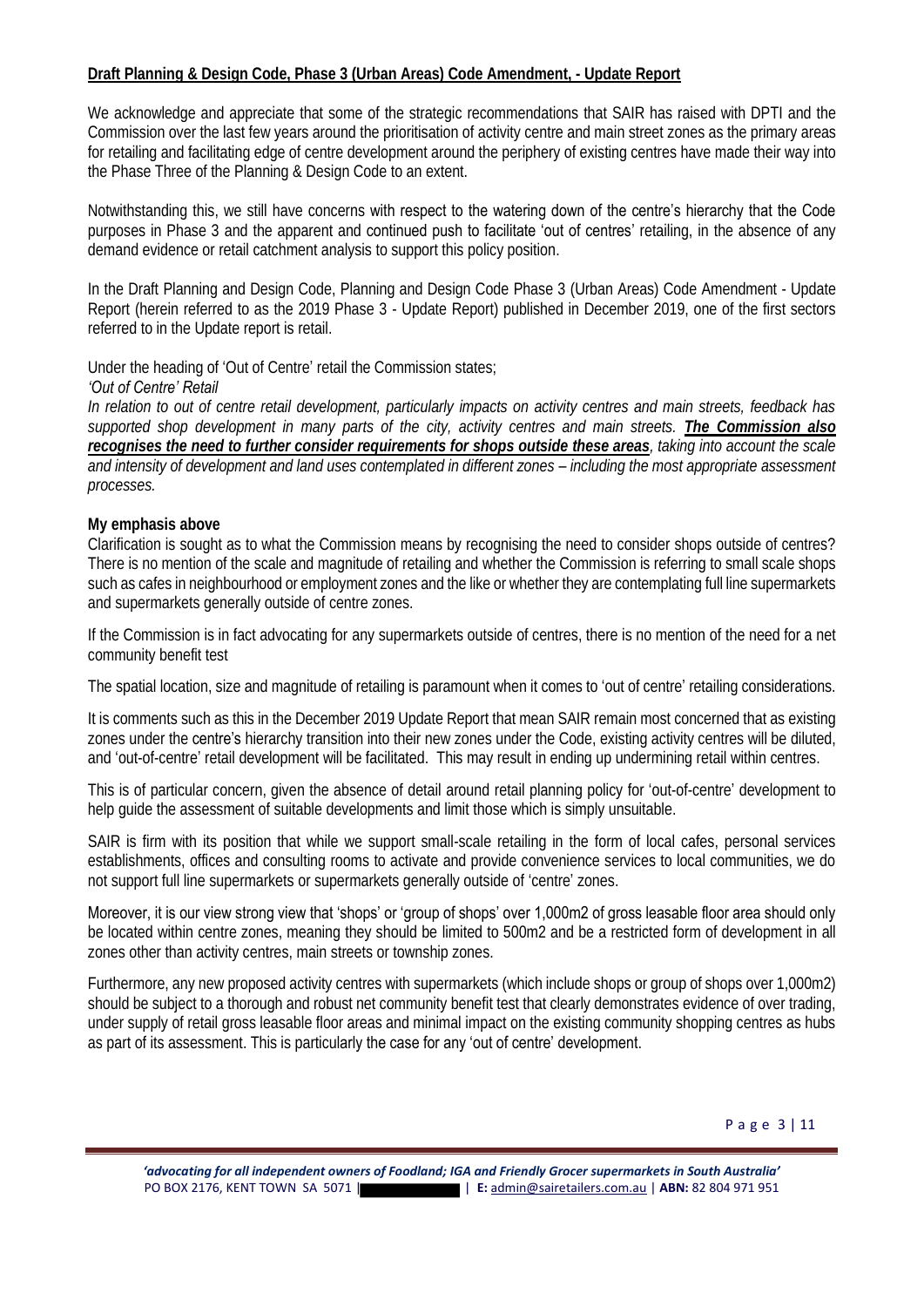**Draft Planning & Design Code, Phase 3 (Urban Areas) Code Amendment, - Update Report**

We acknowledge and appreciate that some of the strategic recommendations that SAIR has raised with DPTI and the Commission over the last few years around the prioritisation of activity centre and main street zones as the primary areas for retailing and facilitating edge of centre development around the periphery of existing centres have made their way into the Phase Three of the Planning & Design Code to an extent.

Notwithstanding this, we still have concerns with respect to the watering down of the centre's hierarchy that the Code purposes in Phase 3 and the apparent and continued push to facilitate 'out of centres' retailing, in the absence of any demand evidence or retail catchment analysis to support this policy position.

In the Draft Planning and Design Code, Planning and Design Code Phase 3 (Urban Areas) Code Amendment - Update Report (herein referred to as the 2019 Phase 3 - Update Report) published in December 2019, one of the first sectors referred to in the Update report is retail.

Under the heading of 'Out of Centre' retail the Commission states;

*'Out of Centre' Retail*

*In relation to out of centre retail development, particularly impacts on activity centres and main streets, feedback has supported shop development in many parts of the city, activity centres and main streets.* ***The Commission also recognises the need to further consider requirements for shops outside these areas****, taking into account the scale and intensity of development and land uses contemplated in different zones – including the most appropriate assessment processes.*

**My emphasis above**

Clarification is sought as to what the Commission means by recognising the need to consider shops outside of centres? There is no mention of the scale and magnitude of retailing and whether the Commission is referring to small scale shops such as cafes in neighbourhood or employment zones and the like or whether they are contemplating full line supermarkets and supermarkets generally outside of centre zones.

If the Commission is in fact advocating for any supermarkets outside of centres, there is no mention of the need for a net community benefit test

The spatial location, size and magnitude of retailing is paramount when it comes to 'out of centre' retailing considerations.

It is comments such as this in the December 2019 Update Report that mean SAIR remain most concerned that as existing zones under the centre's hierarchy transition into their new zones under the Code, existing activity centres will be diluted, and 'out-of-centre' retail development will be facilitated. This may result in ending up undermining retail within centres.

This is of particular concern, given the absence of detail around retail planning policy for 'out-of-centre' development to help guide the assessment of suitable developments and limit those which is simply unsuitable.

SAIR is firm with its position that while we support small-scale retailing in the form of local cafes, personal services establishments, offices and consulting rooms to activate and provide convenience services to local communities, we do not support full line supermarkets or supermarkets generally outside of 'centre' zones.

Moreover, it is our view strong view that 'shops' or 'group of shops' over 1,000m2 of gross leasable floor area should only be located within centre zones, meaning they should be limited to 500m2 and be a restricted form of development in all zones other than activity centres, main streets or township zones.

Furthermore, any new proposed activity centres with supermarkets (which include shops or group of shops over 1,000m2) should be subject to a thorough and robust net community benefit test that clearly demonstrates evidence of over trading, under supply of retail gross leasable floor areas and minimal impact on the existing community shopping centres as hubs as part of its assessment. This is particularly the case for any 'out of centre' development.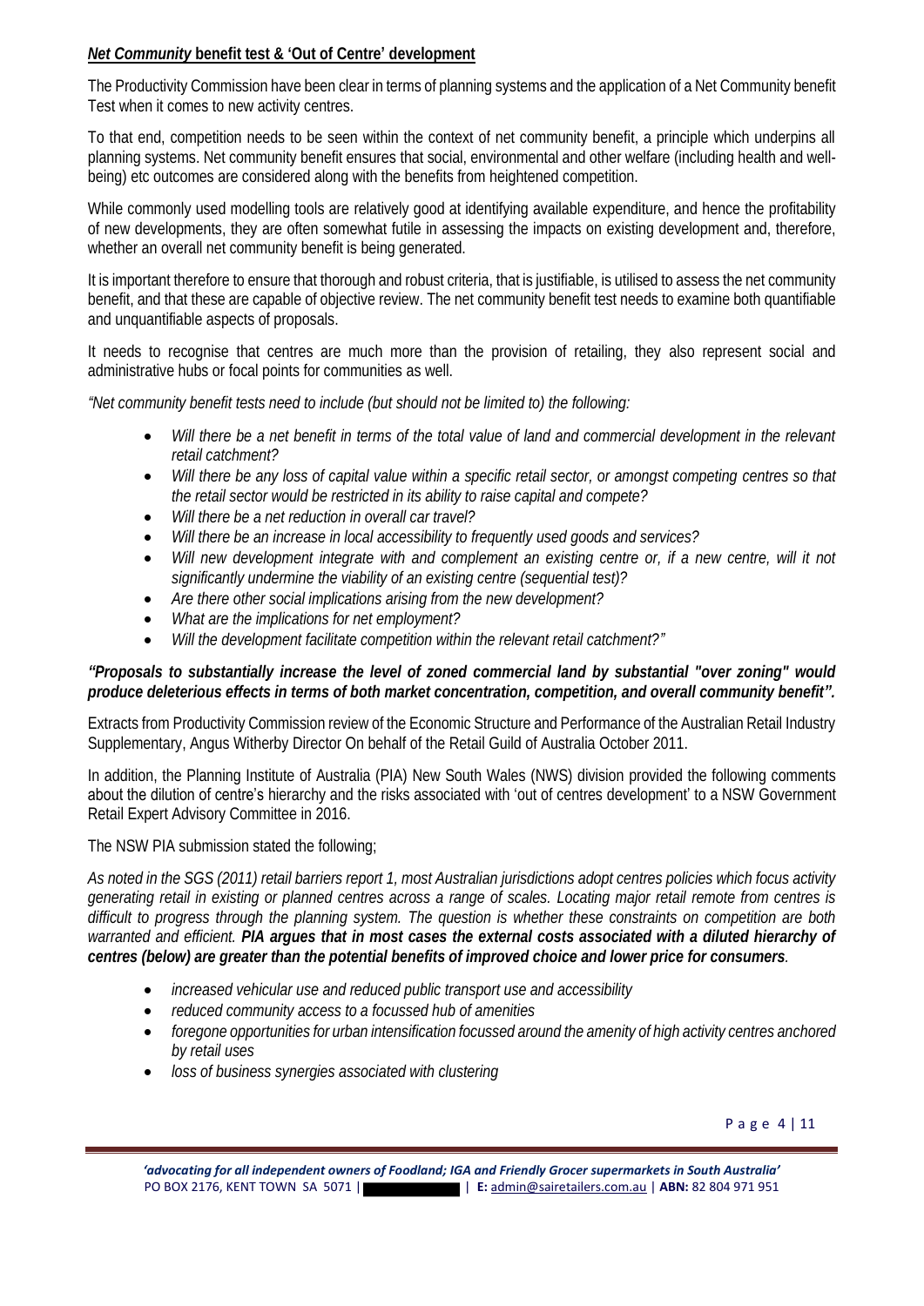***Net Community* benefit test & 'Out of Centre' development**

The Productivity Commission have been clear in terms of planning systems and the application of a Net Community benefit Test when it comes to new activity centres.

To that end, competition needs to be seen within the context of net community benefit, a principle which underpins all planning systems. Net community benefit ensures that social, environmental and other welfare (including health and well-being) etc outcomes are considered along with the benefits from heightened competition.

While commonly used modelling tools are relatively good at identifying available expenditure, and hence the profitability of new developments, they are often somewhat futile in assessing the impacts on existing development and, therefore, whether an overall net community benefit is being generated.

It is important therefore to ensure that thorough and robust criteria, that is justifiable, is utilised to assess the net community benefit, and that these are capable of objective review. The net community benefit test needs to examine both quantifiable and unquantifiable aspects of proposals.

It needs to recognise that centres are much more than the provision of retailing, they also represent social and administrative hubs or focal points for communities as well.

*"Net community benefit tests need to include (but should not be limited to) the following:*

- *Will there be a net benefit in terms of the total value of land and commercial development in the relevant retail catchment?*
- *Will there be any loss of capital value within a specific retail sector, or amongst competing centres so that the retail sector would be restricted in its ability to raise capital and compete?*
- *Will there be a net reduction in overall car travel?*
- *Will there be an increase in local accessibility to frequently used goods and services?*
- *Will new development integrate with and complement an existing centre or, if a new centre, will it not significantly undermine the viability of an existing centre (sequential test)?*
- *Are there other social implications arising from the new development?*
- *What are the implications for net employment?*
- *Will the development facilitate competition within the relevant retail catchment?"*

***"Proposals to substantially increase the level of zoned commercial land by substantial "over zoning" would produce deleterious effects in terms of both market concentration, competition, and overall community benefit".***

Extracts from Productivity Commission review of the Economic Structure and Performance of the Australian Retail Industry Supplementary, Angus Witherby Director On behalf of the Retail Guild of Australia October 2011.

In addition, the Planning Institute of Australia (PIA) New South Wales (NWS) division provided the following comments about the dilution of centre's hierarchy and the risks associated with 'out of centres development' to a NSW Government Retail Expert Advisory Committee in 2016.

The NSW PIA submission stated the following;

*As noted in the SGS (2011) retail barriers report 1, most Australian jurisdictions adopt centres policies which focus activity generating retail in existing or planned centres across a range of scales. Locating major retail remote from centres is difficult to progress through the planning system. The question is whether these constraints on competition are both warranted and efficient.* ***PIA argues that in most cases the external costs associated with a diluted hierarchy of centres (below) are greater than the potential benefits of improved choice and lower price for consumers****.*

- *increased vehicular use and reduced public transport use and accessibility*
- *reduced community access to a focussed hub of amenities*
- *foregone opportunities for urban intensification focussed around the amenity of high activity centres anchored by retail uses*
- *loss of business synergies associated with clustering*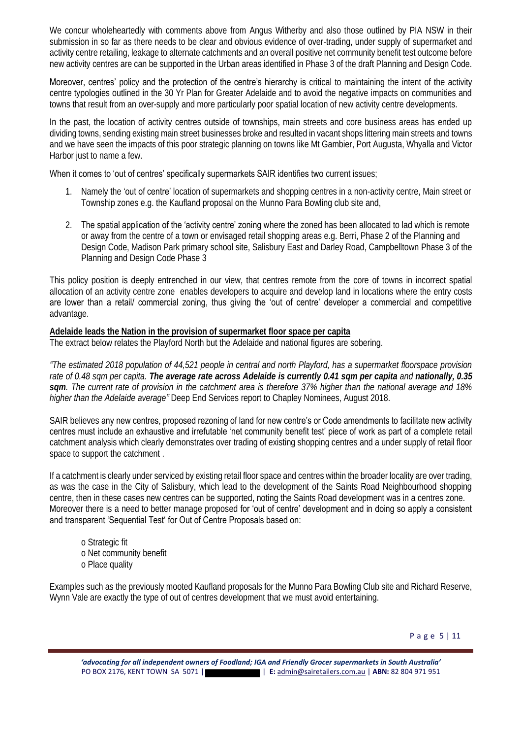We concur wholeheartedly with comments above from Angus Witherby and also those outlined by PIA NSW in their submission in so far as there needs to be clear and obvious evidence of over-trading, under supply of supermarket and activity centre retailing, leakage to alternate catchments and an overall positive net community benefit test outcome before new activity centres are can be supported in the Urban areas identified in Phase 3 of the draft Planning and Design Code.

Moreover, centres' policy and the protection of the centre's hierarchy is critical to maintaining the intent of the activity centre typologies outlined in the 30 Yr Plan for Greater Adelaide and to avoid the negative impacts on communities and towns that result from an over-supply and more particularly poor spatial location of new activity centre developments.

In the past, the location of activity centres outside of townships, main streets and core business areas has ended up dividing towns, sending existing main street businesses broke and resulted in vacant shops littering main streets and towns and we have seen the impacts of this poor strategic planning on towns like Mt Gambier, Port Augusta, Whyalla and Victor Harbor just to name a few.

When it comes to 'out of centres' specifically supermarkets SAIR identifies two current issues;

1. Namely the 'out of centre' location of supermarkets and shopping centres in a non-activity centre, Main street or Township zones e.g. the Kaufland proposal on the Munno Para Bowling club site and,

2. The spatial application of the 'activity centre' zoning where the zoned has been allocated to lad which is remote or away from the centre of a town or envisaged retail shopping areas e.g. Berri, Phase 2 of the Planning and Design Code, Madison Park primary school site, Salisbury East and Darley Road, Campbelltown Phase 3 of the Planning and Design Code Phase 3

This policy position is deeply entrenched in our view, that centres remote from the core of towns in incorrect spatial allocation of an activity centre zone enables developers to acquire and develop land in locations where the entry costs are lower than a retail/ commercial zoning, thus giving the 'out of centre' developer a commercial and competitive advantage.

**Adelaide leads the Nation in the provision of supermarket floor space per capita**

The extract below relates the Playford North but the Adelaide and national figures are sobering.

*"The estimated 2018 population of 44,521 people in central and north Playford, has a supermarket floorspace provision rate of 0.48 sqm per capita.* ***The average rate across Adelaide is currently 0.41 sqm per capita*** *and* ***nationally, 0.35 sqm****. The current rate of provision in the catchment area is therefore 37% higher than the national average and 18% higher than the Adelaide average"* Deep End Services report to Chapley Nominees, August 2018.

SAIR believes any new centres, proposed rezoning of land for new centre's or Code amendments to facilitate new activity centres must include an exhaustive and irrefutable 'net community benefit test' piece of work as part of a complete retail catchment analysis which clearly demonstrates over trading of existing shopping centres and a under supply of retail floor space to support the catchment .

If a catchment is clearly under serviced by existing retail floor space and centres within the broader locality are over trading, as was the case in the City of Salisbury, which lead to the development of the Saints Road Neighbourhood shopping centre, then in these cases new centres can be supported, noting the Saints Road development was in a centres zone.
Moreover there is a need to better manage proposed for 'out of centre' development and in doing so apply a consistent and transparent 'Sequential Test' for Out of Centre Proposals based on:

- Strategic fit
- Net community benefit
- Place quality

Examples such as the previously mooted Kaufland proposals for the Munno Para Bowling Club site and Richard Reserve, Wynn Vale are exactly the type of out of centres development that we must avoid entertaining.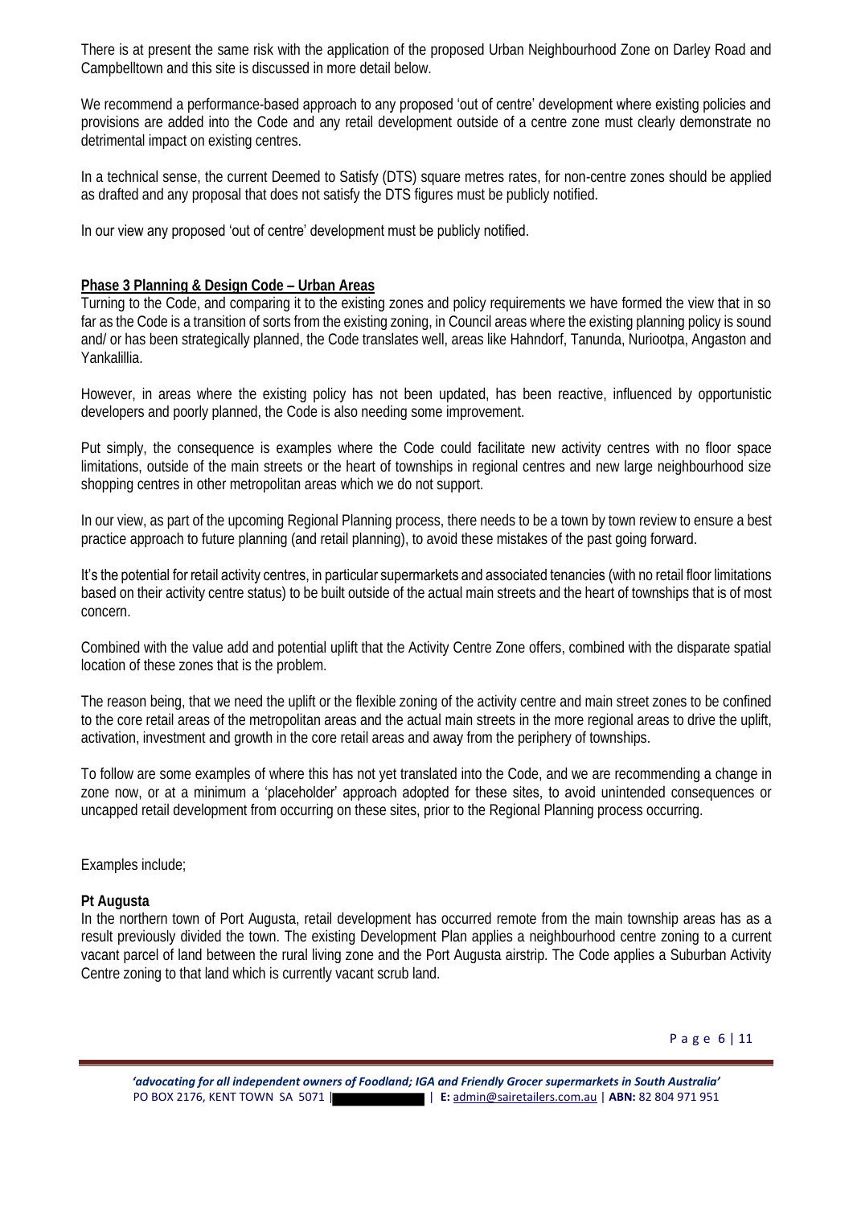There is at present the same risk with the application of the proposed Urban Neighbourhood Zone on Darley Road and Campbelltown and this site is discussed in more detail below.

We recommend a performance-based approach to any proposed 'out of centre' development where existing policies and provisions are added into the Code and any retail development outside of a centre zone must clearly demonstrate no detrimental impact on existing centres.

In a technical sense, the current Deemed to Satisfy (DTS) square metres rates, for non-centre zones should be applied as drafted and any proposal that does not satisfy the DTS figures must be publicly notified.

In our view any proposed 'out of centre' development must be publicly notified.

**Phase 3 Planning & Design Code – Urban Areas**

Turning to the Code, and comparing it to the existing zones and policy requirements we have formed the view that in so far as the Code is a transition of sorts from the existing zoning, in Council areas where the existing planning policy is sound and/ or has been strategically planned, the Code translates well, areas like Hahndorf, Tanunda, Nuriootpa, Angaston and Yankalillia.

However, in areas where the existing policy has not been updated, has been reactive, influenced by opportunistic developers and poorly planned, the Code is also needing some improvement.

Put simply, the consequence is examples where the Code could facilitate new activity centres with no floor space limitations, outside of the main streets or the heart of townships in regional centres and new large neighbourhood size shopping centres in other metropolitan areas which we do not support.

In our view, as part of the upcoming Regional Planning process, there needs to be a town by town review to ensure a best practice approach to future planning (and retail planning), to avoid these mistakes of the past going forward.

It's the potential for retail activity centres, in particular supermarkets and associated tenancies (with no retail floor limitations based on their activity centre status) to be built outside of the actual main streets and the heart of townships that is of most concern.

Combined with the value add and potential uplift that the Activity Centre Zone offers, combined with the disparate spatial location of these zones that is the problem.

The reason being, that we need the uplift or the flexible zoning of the activity centre and main street zones to be confined to the core retail areas of the metropolitan areas and the actual main streets in the more regional areas to drive the uplift, activation, investment and growth in the core retail areas and away from the periphery of townships.

To follow are some examples of where this has not yet translated into the Code, and we are recommending a change in zone now, or at a minimum a 'placeholder' approach adopted for these sites, to avoid unintended consequences or uncapped retail development from occurring on these sites, prior to the Regional Planning process occurring.

Examples include;

**Pt Augusta**

In the northern town of Port Augusta, retail development has occurred remote from the main township areas has as a result previously divided the town. The existing Development Plan applies a neighbourhood centre zoning to a current vacant parcel of land between the rural living zone and the Port Augusta airstrip. The Code applies a Suburban Activity Centre zoning to that land which is currently vacant scrub land.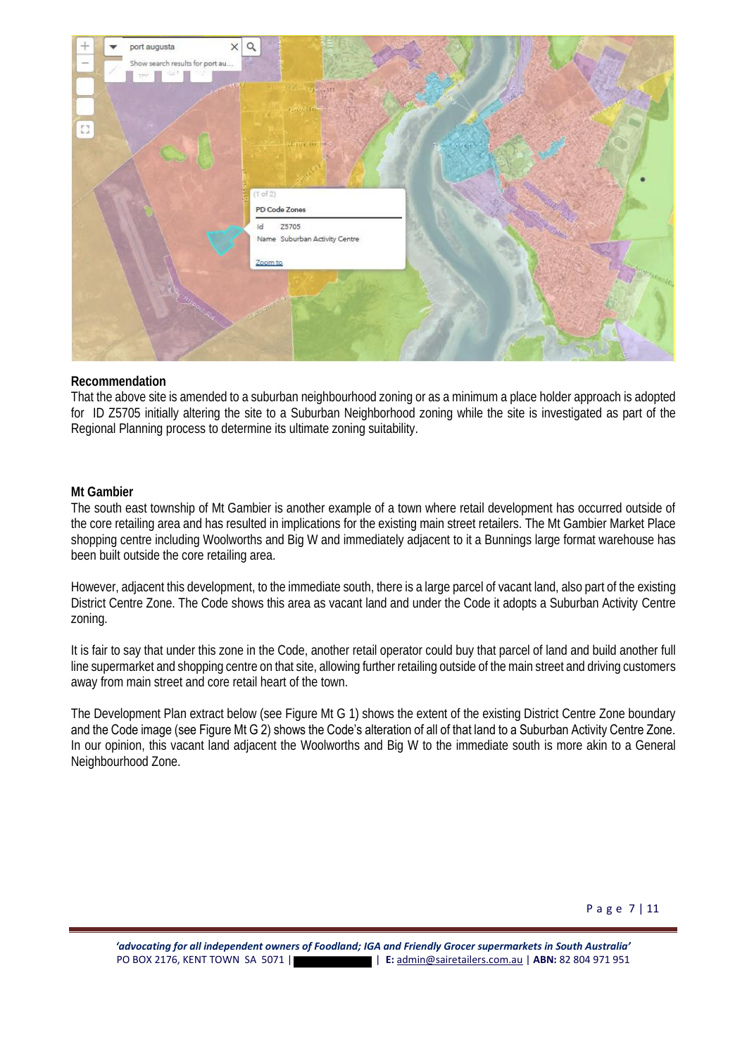**Recommendation**

That the above site is amended to a suburban neighbourhood zoning or as a minimum a place holder approach is adopted for ID Z5705 initially altering the site to a Suburban Neighborhood zoning while the site is investigated as part of the Regional Planning process to determine its ultimate zoning suitability.

**Mt Gambier**

The south east township of Mt Gambier is another example of a town where retail development has occurred outside of the core retailing area and has resulted in implications for the existing main street retailers. The Mt Gambier Market Place shopping centre including Woolworths and Big W and immediately adjacent to it a Bunnings large format warehouse has been built outside the core retailing area.

However, adjacent this development, to the immediate south, there is a large parcel of vacant land, also part of the existing District Centre Zone. The Code shows this area as vacant land and under the Code it adopts a Suburban Activity Centre zoning.

It is fair to say that under this zone in the Code, another retail operator could buy that parcel of land and build another full line supermarket and shopping centre on that site, allowing further retailing outside of the main street and driving customers away from main street and core retail heart of the town.

The Development Plan extract below (see Figure Mt G 1) shows the extent of the existing District Centre Zone boundary and the Code image (see Figure Mt G 2) shows the Code's alteration of all of that land to a Suburban Activity Centre Zone. In our opinion, this vacant land adjacent the Woolworths and Big W to the immediate south is more akin to a General Neighbourhood Zone.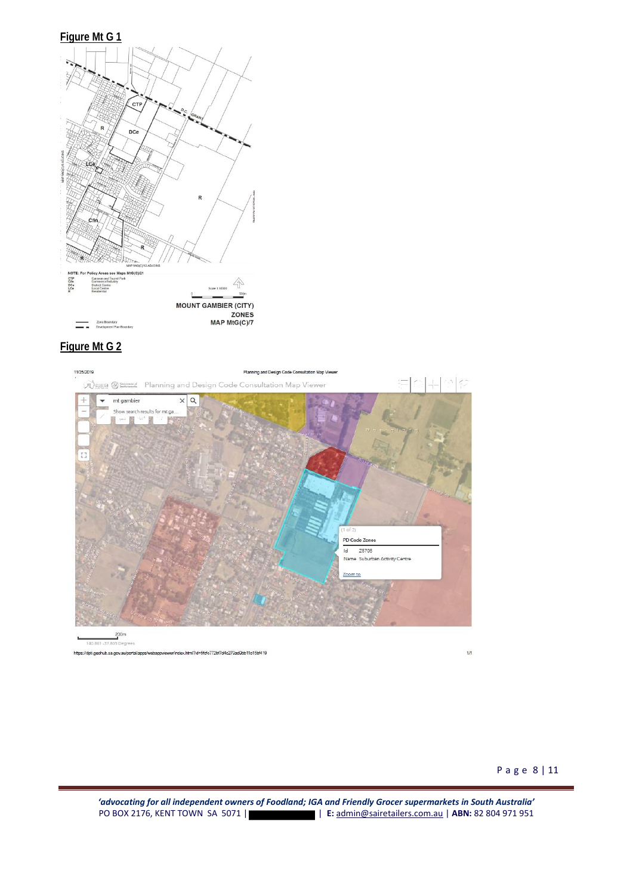**Figure Mt G 1**

**Figure Mt G 2**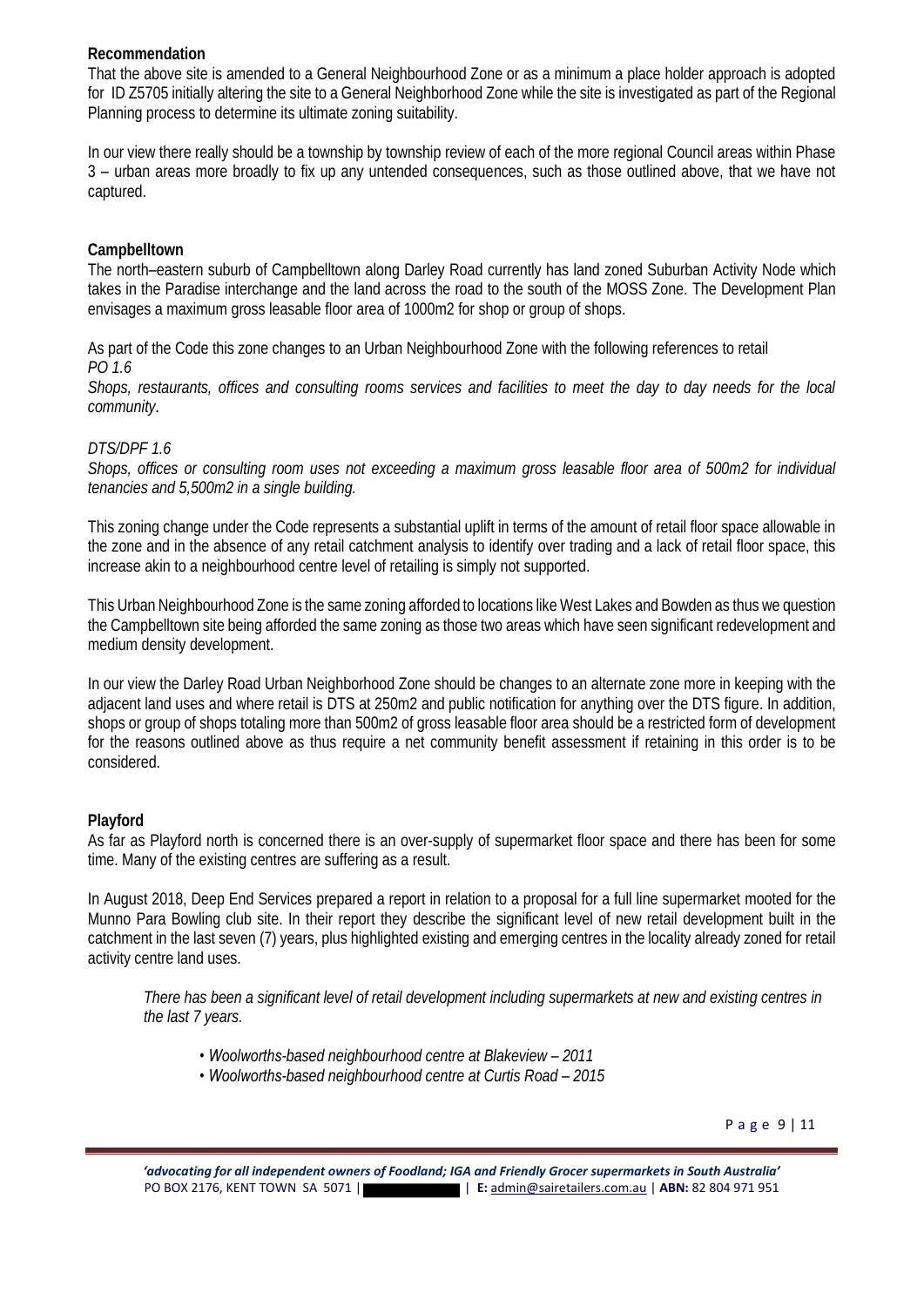**Recommendation**

That the above site is amended to a General Neighbourhood Zone or as a minimum a place holder approach is adopted for ID Z5705 initially altering the site to a General Neighborhood Zone while the site is investigated as part of the Regional Planning process to determine its ultimate zoning suitability.

In our view there really should be a township by township review of each of the more regional Council areas within Phase 3 – urban areas more broadly to fix up any untended consequences, such as those outlined above, that we have not captured.

**Campbelltown**

The north–eastern suburb of Campbelltown along Darley Road currently has land zoned Suburban Activity Node which takes in the Paradise interchange and the land across the road to the south of the MOSS Zone. The Development Plan envisages a maximum gross leasable floor area of 1000m2 for shop or group of shops.

As part of the Code this zone changes to an Urban Neighbourhood Zone with the following references to retail
*PO 1.6*
*Shops, restaurants, offices and consulting rooms services and facilities to meet the day to day needs for the local community.*

*DTS/DPF 1.6*
*Shops, offices or consulting room uses not exceeding a maximum gross leasable floor area of 500m2 for individual tenancies and 5,500m2 in a single building.*

This zoning change under the Code represents a substantial uplift in terms of the amount of retail floor space allowable in the zone and in the absence of any retail catchment analysis to identify over trading and a lack of retail floor space, this increase akin to a neighbourhood centre level of retailing is simply not supported.

This Urban Neighbourhood Zone is the same zoning afforded to locations like West Lakes and Bowden as thus we question the Campbelltown site being afforded the same zoning as those two areas which have seen significant redevelopment and medium density development.

In our view the Darley Road Urban Neighborhood Zone should be changes to an alternate zone more in keeping with the adjacent land uses and where retail is DTS at 250m2 and public notification for anything over the DTS figure. In addition, shops or group of shops totaling more than 500m2 of gross leasable floor area should be a restricted form of development for the reasons outlined above as thus require a net community benefit assessment if retaining in this order is to be considered.

**Playford**

As far as Playford north is concerned there is an over-supply of supermarket floor space and there has been for some time. Many of the existing centres are suffering as a result.

In August 2018, Deep End Services prepared a report in relation to a proposal for a full line supermarket mooted for the Munno Para Bowling club site. In their report they describe the significant level of new retail development built in the catchment in the last seven (7) years, plus highlighted existing and emerging centres in the locality already zoned for retail activity centre land uses.

> *There has been a significant level of retail development including supermarkets at new and existing centres in the last 7 years.*
>
> - *Woolworths-based neighbourhood centre at Blakeview – 2011*
> - *Woolworths-based neighbourhood centre at Curtis Road – 2015*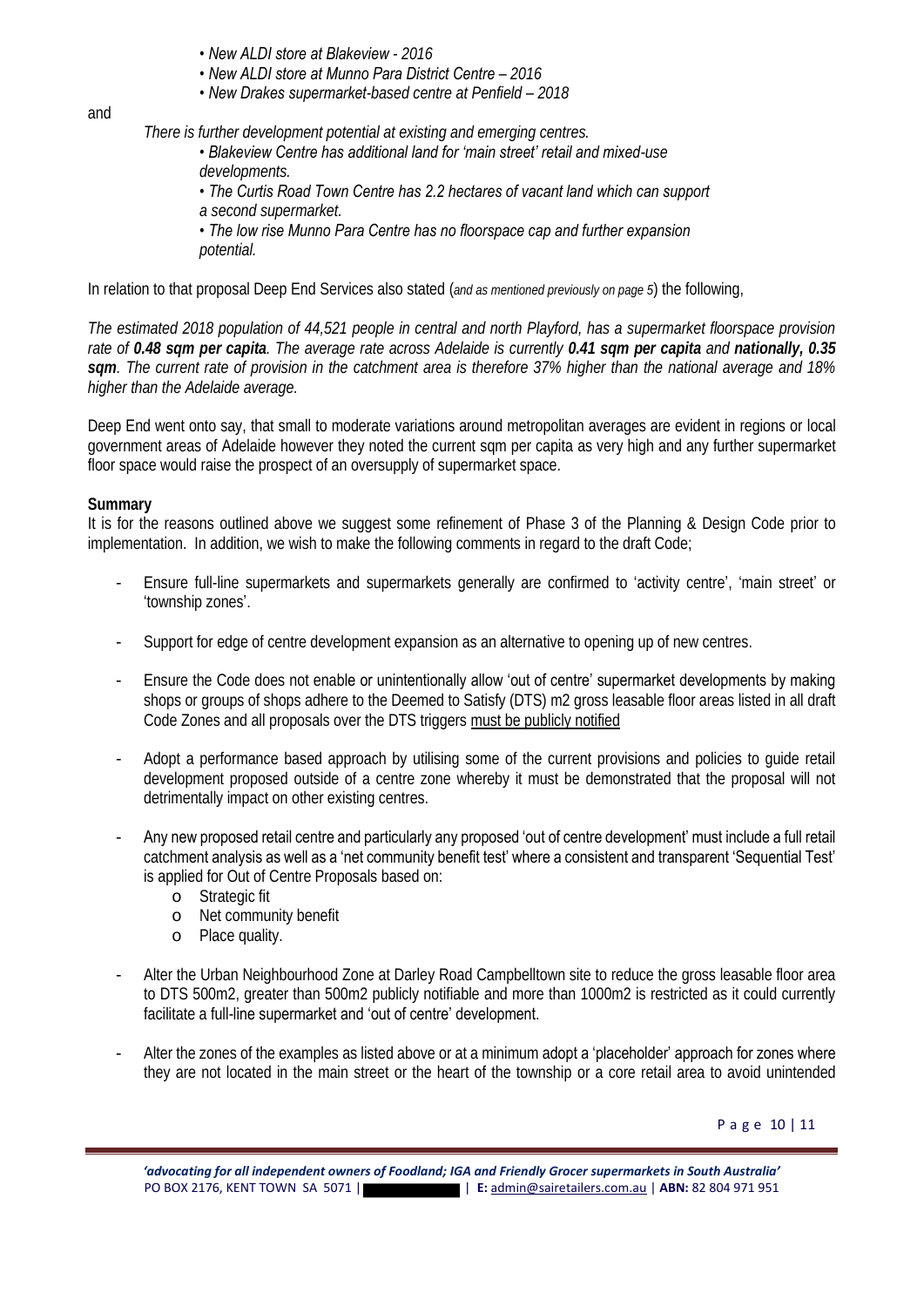- *New ALDI store at Blakeview - 2016*
- *New ALDI store at Munno Para District Centre – 2016*
- *New Drakes supermarket-based centre at Penfield – 2018*

and

*There is further development potential at existing and emerging centres.*

- *Blakeview Centre has additional land for 'main street' retail and mixed-use developments.*
- *The Curtis Road Town Centre has 2.2 hectares of vacant land which can support a second supermarket.*
- *The low rise Munno Para Centre has no floorspace cap and further expansion potential.*

In relation to that proposal Deep End Services also stated (*and as mentioned previously on page 5*) the following,

*The estimated 2018 population of 44,521 people in central and north Playford, has a supermarket floorspace provision rate of **0.48 sqm per capita**. The average rate across Adelaide is currently **0.41 sqm per capita** and **nationally, 0.35 sqm**. The current rate of provision in the catchment area is therefore 37% higher than the national average and 18% higher than the Adelaide average.*

Deep End went onto say, that small to moderate variations around metropolitan averages are evident in regions or local government areas of Adelaide however they noted the current sqm per capita as very high and any further supermarket floor space would raise the prospect of an oversupply of supermarket space.

**Summary**

It is for the reasons outlined above we suggest some refinement of Phase 3 of the Planning & Design Code prior to implementation. In addition, we wish to make the following comments in regard to the draft Code;

- Ensure full-line supermarkets and supermarkets generally are confirmed to 'activity centre', 'main street' or 'township zones'.
- Support for edge of centre development expansion as an alternative to opening up of new centres.
- Ensure the Code does not enable or unintentionally allow 'out of centre' supermarket developments by making shops or groups of shops adhere to the Deemed to Satisfy (DTS) m2 gross leasable floor areas listed in all draft Code Zones and all proposals over the DTS triggers <u>must be publicly notified</u>
- Adopt a performance based approach by utilising some of the current provisions and policies to guide retail development proposed outside of a centre zone whereby it must be demonstrated that the proposal will not detrimentally impact on other existing centres.
- Any new proposed retail centre and particularly any proposed 'out of centre development' must include a full retail catchment analysis as well as a 'net community benefit test' where a consistent and transparent 'Sequential Test' is applied for Out of Centre Proposals based on:
  - Strategic fit
  - Net community benefit
  - Place quality.
- Alter the Urban Neighbourhood Zone at Darley Road Campbelltown site to reduce the gross leasable floor area to DTS 500m2, greater than 500m2 publicly notifiable and more than 1000m2 is restricted as it could currently facilitate a full-line supermarket and 'out of centre' development.
- Alter the zones of the examples as listed above or at a minimum adopt a 'placeholder' approach for zones where they are not located in the main street or the heart of the township or a core retail area to avoid unintended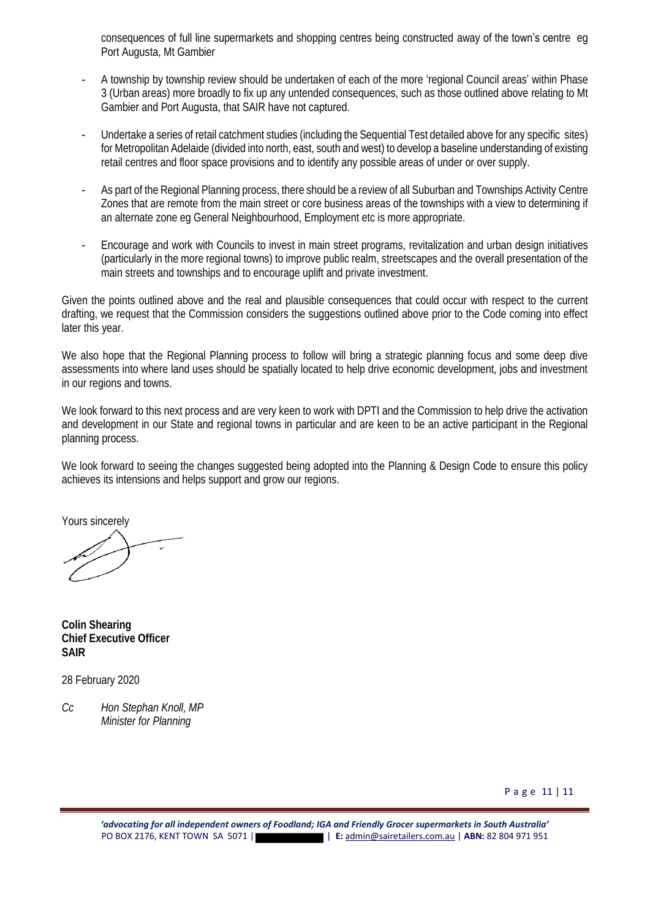consequences of full line supermarkets and shopping centres being constructed away of the town's centre eg Port Augusta, Mt Gambier

- A township by township review should be undertaken of each of the more 'regional Council areas' within Phase 3 (Urban areas) more broadly to fix up any untended consequences, such as those outlined above relating to Mt Gambier and Port Augusta, that SAIR have not captured.

- Undertake a series of retail catchment studies (including the Sequential Test detailed above for any specific sites) for Metropolitan Adelaide (divided into north, east, south and west) to develop a baseline understanding of existing retail centres and floor space provisions and to identify any possible areas of under or over supply.

- As part of the Regional Planning process, there should be a review of all Suburban and Townships Activity Centre Zones that are remote from the main street or core business areas of the townships with a view to determining if an alternate zone eg General Neighbourhood, Employment etc is more appropriate.

- Encourage and work with Councils to invest in main street programs, revitalization and urban design initiatives (particularly in the more regional towns) to improve public realm, streetscapes and the overall presentation of the main streets and townships and to encourage uplift and private investment.

Given the points outlined above and the real and plausible consequences that could occur with respect to the current drafting, we request that the Commission considers the suggestions outlined above prior to the Code coming into effect later this year.

We also hope that the Regional Planning process to follow will bring a strategic planning focus and some deep dive assessments into where land uses should be spatially located to help drive economic development, jobs and investment in our regions and towns.

We look forward to this next process and are very keen to work with DPTI and the Commission to help drive the activation and development in our State and regional towns in particular and are keen to be an active participant in the Regional planning process.

We look forward to seeing the changes suggested being adopted into the Planning & Design Code to ensure this policy achieves its intensions and helps support and grow our regions.

Yours sincerely

**Colin Shearing**
**Chief Executive Officer**
**SAIR**

28 February 2020

*Cc* *Hon Stephan Knoll, MP*
*Minister for Planning*

***'advocating for all independent owners of Foodland; IGA and Friendly Grocer supermarkets in South Australia'***
PO BOX 2176, KENT TOWN SA 5071 | | **E:** admin@sairetailers.com.au | **ABN:** 82 804 971 951